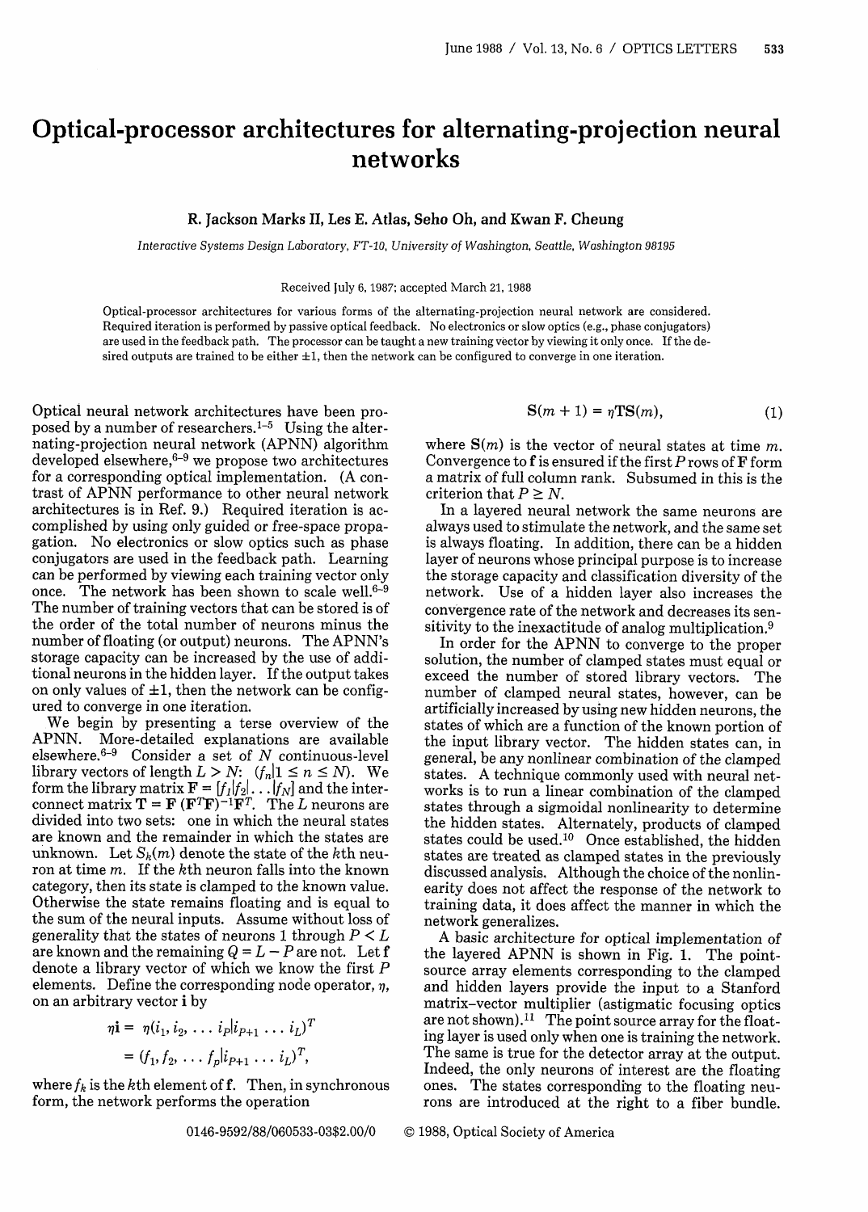# Optical-processor architectures for alternating-projection neural networks

**R. Jackson Marks II, Les E. Atlas, Seho Oh, and Kwan F. Cheung**

*Interactive Systems Design Laboratory, FT-10, University of Washington, Seattle, Washington 98195*

Received July 6, 1987; accepted March 21, 1988

Optical-processor architectures for various forms of the alternating-projection neural network are considered. Required iteration is performed by passive optical feedback. No electronics or slow optics (e.g., phase conjugators) are used in the feedback path. The processor can be taught a new training vector by viewing it only once. If the desired outputs are trained to be either ±1, then the network can be configured to converge in one iteration.

Optical neural network architectures have been proposed by a number of researchers.[1–5] Using the alternating-projection neural network (APNN) algorithm developed elsewhere,[6–9] we propose two architectures for a corresponding optical implementation. (A contrast of APNN performance to other neural network architectures is in Ref. 9.) Required iteration is accomplished by using only guided or free-space propagation. No electronics or slow optics such as phase conjugators are used in the feedback path. Learning can be performed by viewing each training vector only once. The network has been shown to scale well.[6–9] The number of training vectors that can be stored is of the order of the total number of neurons minus the number of floating (or output) neurons. The APNN's storage capacity can be increased by the use of additional neurons in the hidden layer. If the output takes on only values of ±1, then the network can be configured to converge in one iteration.

We begin by presenting a terse overview of the APNN. More-detailed explanations are available elsewhere.[6–9] Consider a set of $N$ continuous-level library vectors of length $L > N$: $(f_n | 1 \leq n \leq N)$. We form the library matrix $\mathbf{F} = [f_1 | f_2 | \ldots | f_N]$ and the interconnect matrix $\mathbf{T} = \mathbf{F}(\mathbf{F}^T\mathbf{F})^{-1}\mathbf{F}^T$. The $L$ neurons are divided into two sets: one in which the neural states are known and the remainder in which the states are unknown. Let $S_k(m)$ denote the state of the $k$th neuron at time $m$. If the $k$th neuron falls into the known category, then its state is clamped to the known value. Otherwise the state remains floating and is equal to the sum of the neural inputs. Assume without loss of generality that the states of neurons 1 through $P < L$ are known and the remaining $Q = L - P$ are not. Let $\mathbf{f}$ denote a library vector of which we know the first $P$ elements. Define the corresponding node operator, $\eta$, on an arbitrary vector $\mathbf{i}$ by

$$\eta \mathbf{i} = \eta(i_1, i_2, \ldots i_P | i_{P+1} \ldots i_L)^T$$
$$= (f_1, f_2, \ldots f_p | i_{P+1} \ldots i_L)^T,$$

where $f_k$ is the $k$th element of $\mathbf{f}$. Then, in synchronous form, the network performs the operation

$$\mathbf{S}(m+1) = \eta \mathbf{T} \mathbf{S}(m), \tag{1}$$

where $\mathbf{S}(m)$ is the vector of neural states at time $m$. Convergence to $\mathbf{f}$ is ensured if the first $P$ rows of $\mathbf{F}$ form a matrix of full column rank. Subsumed in this is the criterion that $P \geq N$.

In a layered neural network the same neurons are always used to stimulate the network, and the same set is always floating. In addition, there can be a hidden layer of neurons whose principal purpose is to increase the storage capacity and classification diversity of the network. Use of a hidden layer also increases the convergence rate of the network and decreases its sensitivity to the inexactitude of analog multiplication.[9]

In order for the APNN to converge to the proper solution, the number of clamped states must equal or exceed the number of stored library vectors. The number of clamped neural states, however, can be artificially increased by using new hidden neurons, the states of which are a function of the known portion of the input library vector. The hidden states can, in general, be any nonlinear combination of the clamped states. A technique commonly used with neural networks is to run a linear combination of the clamped states through a sigmoidal nonlinearity to determine the hidden states. Alternately, products of clamped states could be used.[10] Once established, the hidden states are treated as clamped states in the previously discussed analysis. Although the choice of the nonlinearity does not affect the response of the network to training data, it does affect the manner in which the network generalizes.

A basic architecture for optical implementation of the layered APNN is shown in Fig. 1. The point-source array elements corresponding to the clamped and hidden layers provide the input to a Stanford matrix–vector multiplier (astigmatic focusing optics are not shown).[11] The point source array for the floating layer is used only when one is training the network. The same is true for the detector array at the output. Indeed, the only neurons of interest are the floating ones. The states corresponding to the floating neurons are introduced at the right to a fiber bundle.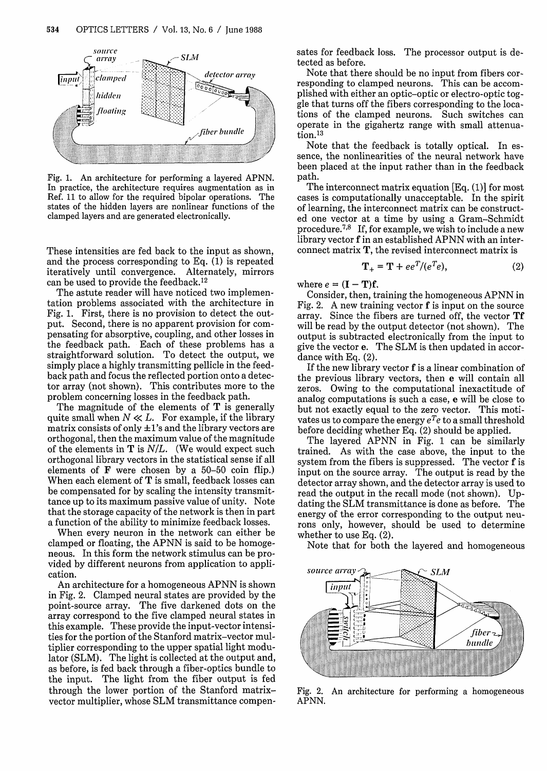Fig. 1. An architecture for performing a layered APNN. In practice, the architecture requires augmentation as in Ref. 11 to allow for the required bipolar operations. The states of the hidden layers are nonlinear functions of the clamped layers and are generated electronically.

These intensities are fed back to the input as shown, and the process corresponding to Eq. (1) is repeated iteratively until convergence. Alternately, mirrors can be used to provide the feedback.[12]

The astute reader will have noticed two implementation problems associated with the architecture in Fig. 1. First, there is no provision to detect the output. Second, there is no apparent provision for compensating for absorptive, coupling, and other losses in the feedback path. Each of these problems has a straightforward solution. To detect the output, we simply place a highly transmitting pellicle in the feedback path and focus the reflected portion onto a detector array (not shown). This contributes more to the problem concerning losses in the feedback path.

The magnitude of the elements of **T** is generally quite small when $N \ll L$. For example, if the library matrix consists of only $\pm 1$'s and the library vectors are orthogonal, then the maximum value of the magnitude of the elements in **T** is $N/L$. (We would expect such orthogonal library vectors in the statistical sense if all elements of **F** were chosen by a 50–50 coin flip.) When each element of **T** is small, feedback losses can be compensated for by scaling the intensity transmittance up to its maximum passive value of unity. Note that the storage capacity of the network is then in part a function of the ability to minimize feedback losses.

When every neuron in the network can either be clamped or floating, the APNN is said to be homogeneous. In this form the network stimulus can be provided by different neurons from application to application.

An architecture for a homogeneous APNN is shown in Fig. 2. Clamped neural states are provided by the point-source array. The five darkened dots on the array correspond to the five clamped neural states in this example. These provide the input-vector intensities for the portion of the Stanford matrix–vector multiplier corresponding to the upper spatial light modulator (SLM). The light is collected at the output and, as before, is fed back through a fiber-optics bundle to the input. The light from the fiber output is fed through the lower portion of the Stanford matrix–vector multiplier, whose SLM transmittance compensates for feedback loss. The processor output is detected as before.

Note that there should be no input from fibers corresponding to clamped neurons. This can be accomplished with either an optic–optic or electro-optic toggle that turns off the fibers corresponding to the locations of the clamped neurons. Such switches can operate in the gigahertz range with small attenuation.[13]

Note that the feedback is totally optical. In essence, the nonlinearities of the neural network have been placed at the input rather than in the feedback path.

The interconnect matrix equation [Eq. (1)] for most cases is computationally unacceptable. In the spirit of learning, the interconnect matrix can be constructed one vector at a time by using a Gram–Schmidt procedure.[7,8] If, for example, we wish to include a new library vector **f** in an established APNN with an interconnect matrix **T**, the revised interconnect matrix is

$$\mathbf{T}_{+} = \mathbf{T} + ee^{T}/(e^{T}e), \tag{2}$$

where $e = (\mathbf{I} - \mathbf{T})\mathbf{f}$.

Consider, then, training the homogeneous APNN in Fig. 2. A new training vector **f** is input on the source array. Since the fibers are turned off, the vector **Tf** will be read by the output detector (not shown). The output is subtracted electronically from the input to give the vector **e**. The SLM is then updated in accordance with Eq. (2).

If the new library vector **f** is a linear combination of the previous library vectors, then **e** will contain all zeros. Owing to the computational inexactitude of analog computations is such a case, **e** will be close to but not exactly equal to the zero vector. This motivates us to compare the energy $e^{T}e$ to a small threshold before deciding whether Eq. (2) should be applied.

The layered APNN in Fig. 1 can be similarly trained. As with the case above, the input to the system from the fibers is suppressed. The vector **f** is input on the source array. The output is read by the detector array shown, and the detector array is used to read the output in the recall mode (not shown). Updating the SLM transmittance is done as before. The energy of the error corresponding to the output neurons only, however, should be used to determine whether to use Eq. (2).

Note that for both the layered and homogeneous

Fig. 2. An architecture for performing a homogeneous APNN.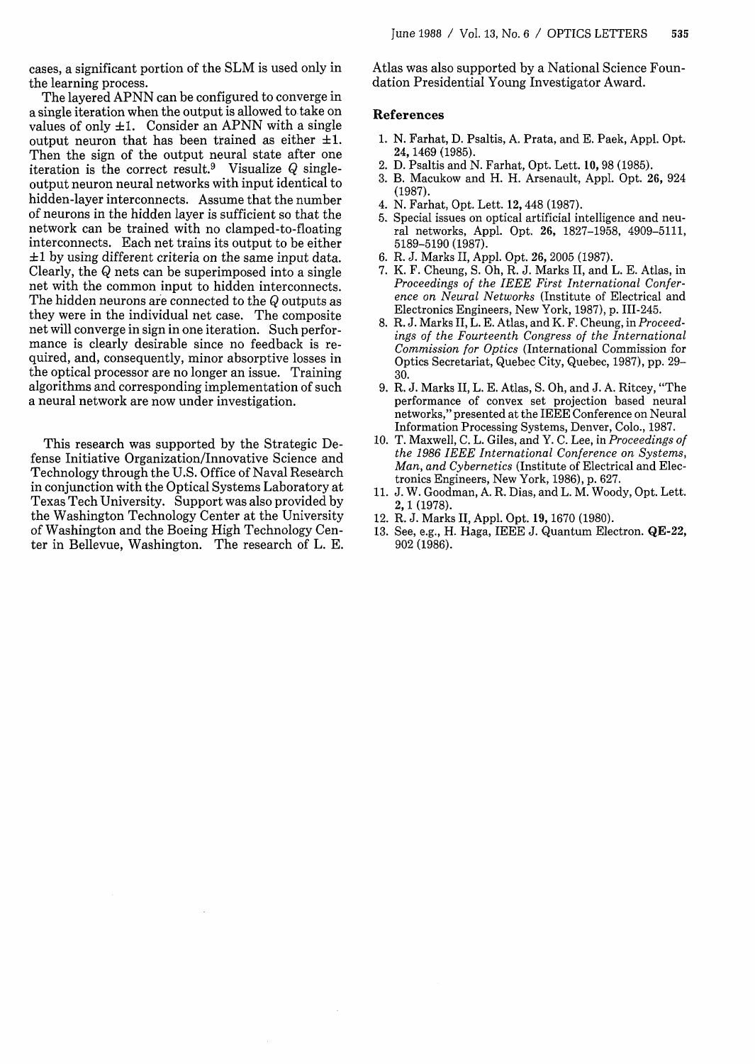cases, a significant portion of the SLM is used only in the learning process.

The layered APNN can be configured to converge in a single iteration when the output is allowed to take on values of only $\pm 1$. Consider an APNN with a single output neuron that has been trained as either $\pm 1$. Then the sign of the output neural state after one iteration is the correct result.[9] Visualize $Q$ single-output neuron neural networks with input identical to hidden-layer interconnects. Assume that the number of neurons in the hidden layer is sufficient so that the network can be trained with no clamped-to-floating interconnects. Each net trains its output to be either $\pm 1$ by using different criteria on the same input data. Clearly, the $Q$ nets can be superimposed into a single net with the common input to hidden interconnects. The hidden neurons are connected to the $Q$ outputs as they were in the individual net case. The composite net will converge in sign in one iteration. Such performance is clearly desirable since no feedback is required, and, consequently, minor absorptive losses in the optical processor are no longer an issue. Training algorithms and corresponding implementation of such a neural network are now under investigation.

This research was supported by the Strategic Defense Initiative Organization/Innovative Science and Technology through the U.S. Office of Naval Research in conjunction with the Optical Systems Laboratory at Texas Tech University. Support was also provided by the Washington Technology Center at the University of Washington and the Boeing High Technology Center in Bellevue, Washington. The research of L. E. Atlas was also supported by a National Science Foundation Presidential Young Investigator Award.

## References

1. N. Farhat, D. Psaltis, A. Prata, and E. Paek, Appl. Opt. **24**, 1469 (1985).
2. D. Psaltis and N. Farhat, Opt. Lett. **10**, 98 (1985).
3. B. Macukow and H. H. Arsenault, Appl. Opt. **26**, 924 (1987).
4. N. Farhat, Opt. Lett. **12**, 448 (1987).
5. Special issues on optical artificial intelligence and neural networks, Appl. Opt. **26**, 1827–1958, 4909–5111, 5189–5190 (1987).
6. R. J. Marks II, Appl. Opt. **26**, 2005 (1987).
7. K. F. Cheung, S. Oh, R. J. Marks II, and L. E. Atlas, in *Proceedings of the IEEE First International Conference on Neural Networks* (Institute of Electrical and Electronics Engineers, New York, 1987), p. III-245.
8. R. J. Marks II, L. E. Atlas, and K. F. Cheung, in *Proceedings of the Fourteenth Congress of the International Commission for Optics* (International Commission for Optics Secretariat, Quebec City, Quebec, 1987), pp. 29–30.
9. R. J. Marks II, L. E. Atlas, S. Oh, and J. A. Ritcey, "The performance of convex set projection based neural networks," presented at the IEEE Conference on Neural Information Processing Systems, Denver, Colo., 1987.
10. T. Maxwell, C. L. Giles, and Y. C. Lee, in *Proceedings of the 1986 IEEE International Conference on Systems, Man, and Cybernetics* (Institute of Electrical and Electronics Engineers, New York, 1986), p. 627.
11. J. W. Goodman, A. R. Dias, and L. M. Woody, Opt. Lett. **2**, 1 (1978).
12. R. J. Marks II, Appl. Opt. **19**, 1670 (1980).
13. See, e.g., H. Haga, IEEE J. Quantum Electron. **QE-22**, 902 (1986).